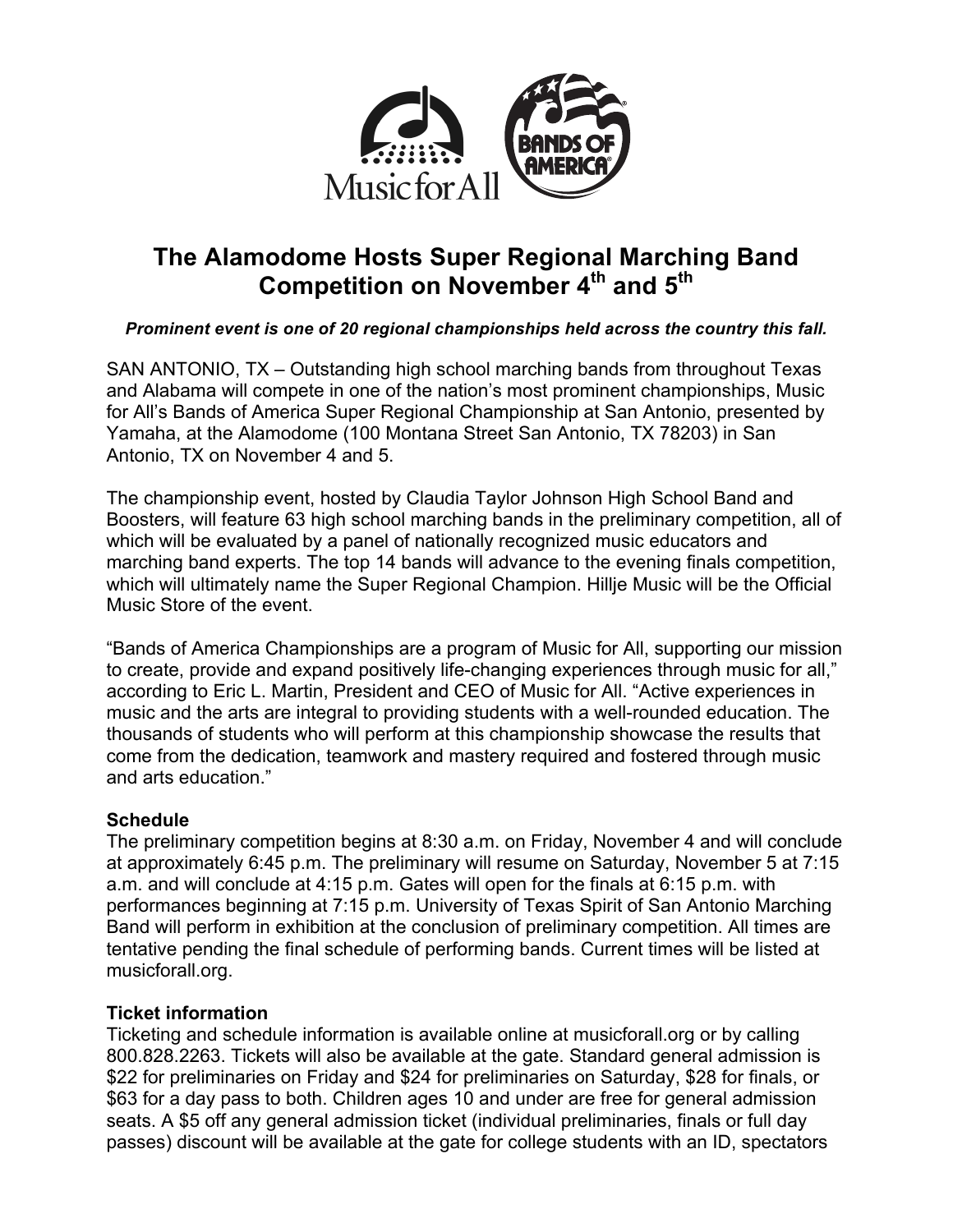# The Alamodome Hosts Super Regional Marching Band Competition on November 4th and 5th

***Prominent event is one of 20 regional championships held across the country this fall.***

SAN ANTONIO, TX – Outstanding high school marching bands from throughout Texas and Alabama will compete in one of the nation's most prominent championships, Music for All's Bands of America Super Regional Championship at San Antonio, presented by Yamaha, at the Alamodome (100 Montana Street San Antonio, TX 78203) in San Antonio, TX on November 4 and 5.

The championship event, hosted by Claudia Taylor Johnson High School Band and Boosters, will feature 63 high school marching bands in the preliminary competition, all of which will be evaluated by a panel of nationally recognized music educators and marching band experts. The top 14 bands will advance to the evening finals competition, which will ultimately name the Super Regional Champion. Hillje Music will be the Official Music Store of the event.

"Bands of America Championships are a program of Music for All, supporting our mission to create, provide and expand positively life-changing experiences through music for all," according to Eric L. Martin, President and CEO of Music for All. "Active experiences in music and the arts are integral to providing students with a well-rounded education. The thousands of students who will perform at this championship showcase the results that come from the dedication, teamwork and mastery required and fostered through music and arts education."

**Schedule**

The preliminary competition begins at 8:30 a.m. on Friday, November 4 and will conclude at approximately 6:45 p.m. The preliminary will resume on Saturday, November 5 at 7:15 a.m. and will conclude at 4:15 p.m. Gates will open for the finals at 6:15 p.m. with performances beginning at 7:15 p.m. University of Texas Spirit of San Antonio Marching Band will perform in exhibition at the conclusion of preliminary competition. All times are tentative pending the final schedule of performing bands. Current times will be listed at musicforall.org.

**Ticket information**

Ticketing and schedule information is available online at musicforall.org or by calling 800.828.2263. Tickets will also be available at the gate. Standard general admission is $22 for preliminaries on Friday and $24 for preliminaries on Saturday, $28 for finals, or $63 for a day pass to both. Children ages 10 and under are free for general admission seats. A $5 off any general admission ticket (individual preliminaries, finals or full day passes) discount will be available at the gate for college students with an ID, spectators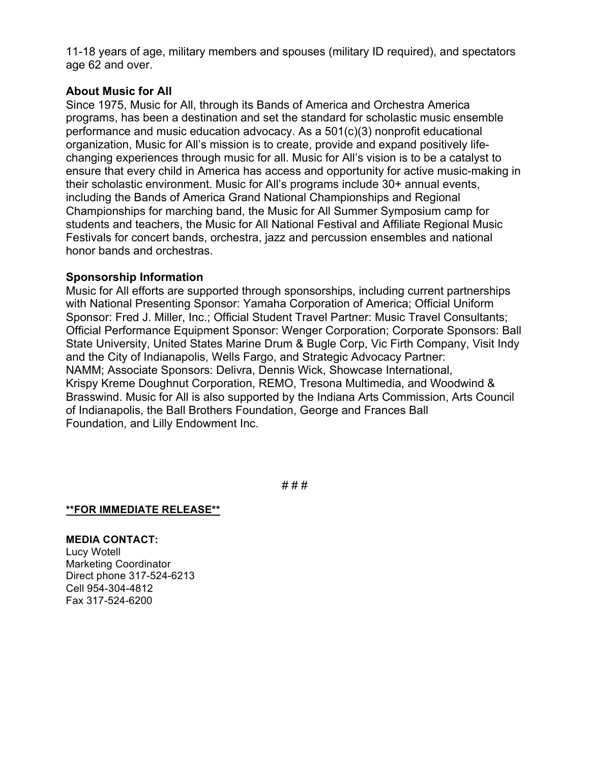11-18 years of age, military members and spouses (military ID required), and spectators age 62 and over.

**About Music for All**

Since 1975, Music for All, through its Bands of America and Orchestra America programs, has been a destination and set the standard for scholastic music ensemble performance and music education advocacy. As a 501(c)(3) nonprofit educational organization, Music for All's mission is to create, provide and expand positively life-changing experiences through music for all. Music for All's vision is to be a catalyst to ensure that every child in America has access and opportunity for active music-making in their scholastic environment. Music for All's programs include 30+ annual events, including the Bands of America Grand National Championships and Regional Championships for marching band, the Music for All Summer Symposium camp for students and teachers, the Music for All National Festival and Affiliate Regional Music Festivals for concert bands, orchestra, jazz and percussion ensembles and national honor bands and orchestras.

**Sponsorship Information**

Music for All efforts are supported through sponsorships, including current partnerships with National Presenting Sponsor: Yamaha Corporation of America; Official Uniform Sponsor: Fred J. Miller, Inc.; Official Student Travel Partner: Music Travel Consultants; Official Performance Equipment Sponsor: Wenger Corporation; Corporate Sponsors: Ball State University, United States Marine Drum & Bugle Corp, Vic Firth Company, Visit Indy and the City of Indianapolis, Wells Fargo, and Strategic Advocacy Partner: NAMM; Associate Sponsors: Delivra, Dennis Wick, Showcase International, Krispy Kreme Doughnut Corporation, REMO, Tresona Multimedia, and Woodwind & Brasswind. Music for All is also supported by the Indiana Arts Commission, Arts Council of Indianapolis, the Ball Brothers Foundation, George and Frances Ball Foundation, and Lilly Endowment Inc.

# # #

**<u>**FOR IMMEDIATE RELEASE**</u>**

**MEDIA CONTACT:**
Lucy Wotell
Marketing Coordinator
Direct phone 317-524-6213
Cell 954-304-4812
Fax 317-524-6200